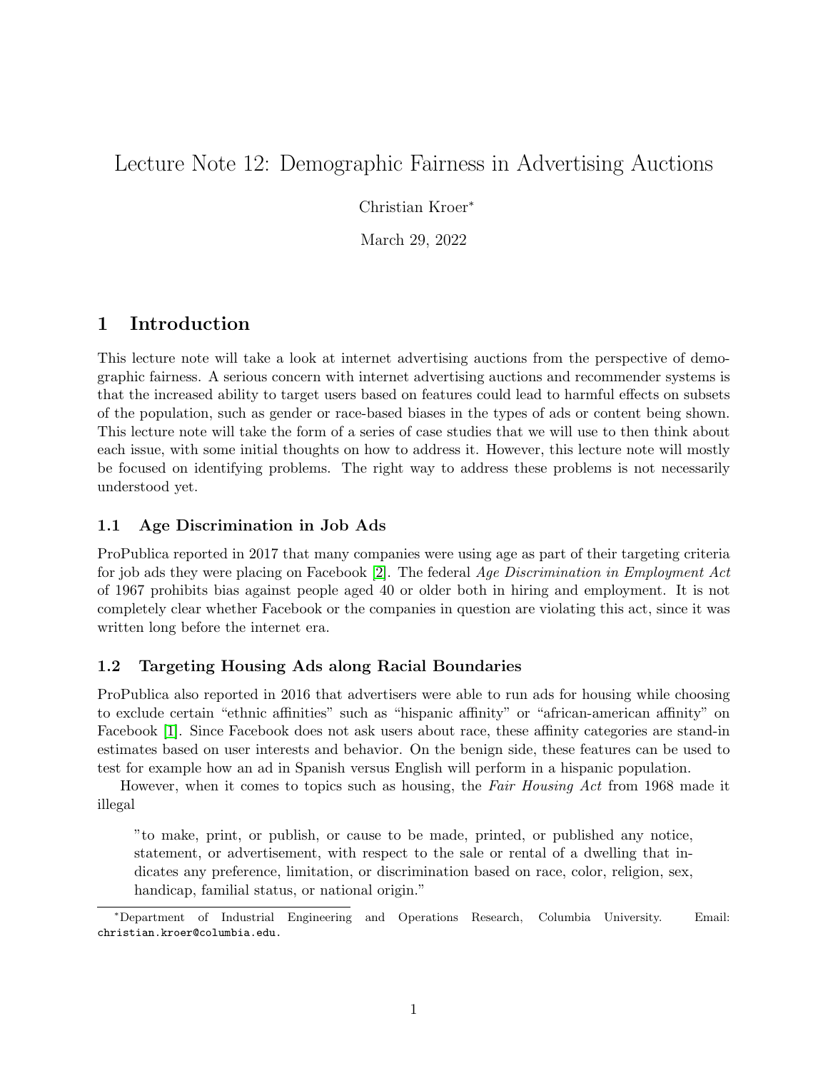# Lecture Note 12: Demographic Fairness in Advertising Auctions

Christian Kroer*

March 29, 2022

## 1 Introduction

This lecture note will take a look at internet advertising auctions from the perspective of demographic fairness. A serious concern with internet advertising auctions and recommender systems is that the increased ability to target users based on features could lead to harmful effects on subsets of the population, such as gender or race-based biases in the types of ads or content being shown. This lecture note will take the form of a series of case studies that we will use to then think about each issue, with some initial thoughts on how to address it. However, this lecture note will mostly be focused on identifying problems. The right way to address these problems is not necessarily understood yet.

### 1.1 Age Discrimination in Job Ads

ProPublica reported in 2017 that many companies were using age as part of their targeting criteria for job ads they were placing on Facebook [2]. The federal *Age Discrimination in Employment Act* of 1967 prohibits bias against people aged 40 or older both in hiring and employment. It is not completely clear whether Facebook or the companies in question are violating this act, since it was written long before the internet era.

### 1.2 Targeting Housing Ads along Racial Boundaries

ProPublica also reported in 2016 that advertisers were able to run ads for housing while choosing to exclude certain "ethnic affinities" such as "hispanic affinity" or "african-american affinity" on Facebook [1]. Since Facebook does not ask users about race, these affinity categories are stand-in estimates based on user interests and behavior. On the benign side, these features can be used to test for example how an ad in Spanish versus English will perform in a hispanic population.

However, when it comes to topics such as housing, the *Fair Housing Act* from 1968 made it illegal

> "to make, print, or publish, or cause to be made, printed, or published any notice, statement, or advertisement, with respect to the sale or rental of a dwelling that indicates any preference, limitation, or discrimination based on race, color, religion, sex, handicap, familial status, or national origin."

*Department of Industrial Engineering and Operations Research, Columbia University. Email: christian.kroer@columbia.edu.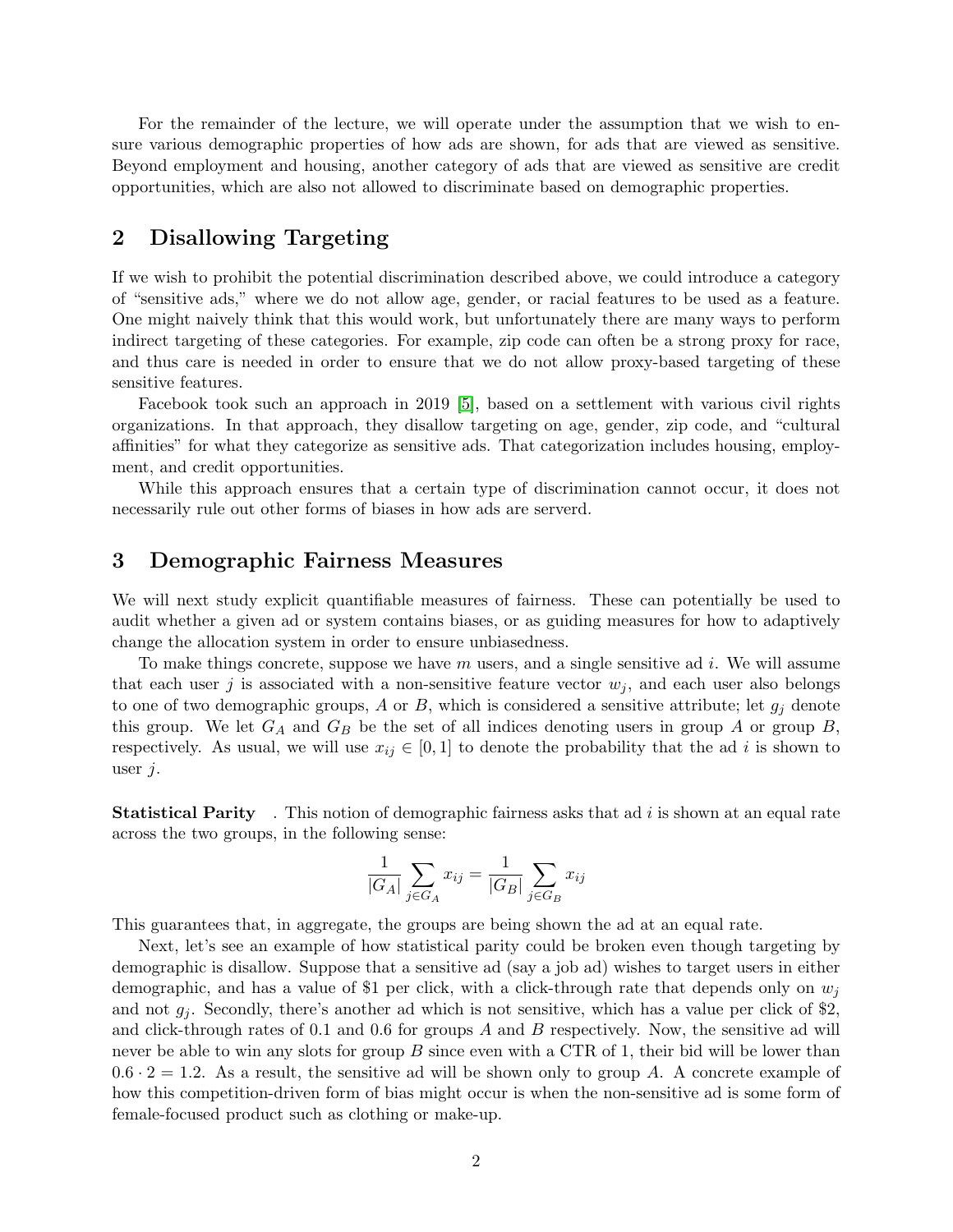For the remainder of the lecture, we will operate under the assumption that we wish to ensure various demographic properties of how ads are shown, for ads that are viewed as sensitive. Beyond employment and housing, another category of ads that are viewed as sensitive are credit opportunities, which are also not allowed to discriminate based on demographic properties.

## 2 Disallowing Targeting

If we wish to prohibit the potential discrimination described above, we could introduce a category of "sensitive ads," where we do not allow age, gender, or racial features to be used as a feature. One might naively think that this would work, but unfortunately there are many ways to perform indirect targeting of these categories. For example, zip code can often be a strong proxy for race, and thus care is needed in order to ensure that we do not allow proxy-based targeting of these sensitive features.

Facebook took such an approach in 2019 [5], based on a settlement with various civil rights organizations. In that approach, they disallow targeting on age, gender, zip code, and "cultural affinities" for what they categorize as sensitive ads. That categorization includes housing, employment, and credit opportunities.

While this approach ensures that a certain type of discrimination cannot occur, it does not necessarily rule out other forms of biases in how ads are serverd.

## 3 Demographic Fairness Measures

We will next study explicit quantifiable measures of fairness. These can potentially be used to audit whether a given ad or system contains biases, or as guiding measures for how to adaptively change the allocation system in order to ensure unbiasedness.

To make things concrete, suppose we have $m$ users, and a single sensitive ad $i$. We will assume that each user $j$ is associated with a non-sensitive feature vector $w_j$, and each user also belongs to one of two demographic groups, $A$ or $B$, which is considered a sensitive attribute; let $g_j$ denote this group. We let $G_A$ and $G_B$ be the set of all indices denoting users in group $A$ or group $B$, respectively. As usual, we will use $x_{ij} \in [0, 1]$ to denote the probability that the ad $i$ is shown to user $j$.

**Statistical Parity** . This notion of demographic fairness asks that ad $i$ is shown at an equal rate across the two groups, in the following sense:

$$\frac{1}{|G_A|} \sum_{j \in G_A} x_{ij} = \frac{1}{|G_B|} \sum_{j \in G_B} x_{ij}$$

This guarantees that, in aggregate, the groups are being shown the ad at an equal rate.

Next, let's see an example of how statistical parity could be broken even though targeting by demographic is disallow. Suppose that a sensitive ad (say a job ad) wishes to target users in either demographic, and has a value of \$1 per click, with a click-through rate that depends only on $w_j$ and not $g_j$. Secondly, there's another ad which is not sensitive, which has a value per click of \$2, and click-through rates of 0.1 and 0.6 for groups $A$ and $B$ respectively. Now, the sensitive ad will never be able to win any slots for group $B$ since even with a CTR of 1, their bid will be lower than $0.6 \cdot 2 = 1.2$. As a result, the sensitive ad will be shown only to group $A$. A concrete example of how this competition-driven form of bias might occur is when the non-sensitive ad is some form of female-focused product such as clothing or make-up.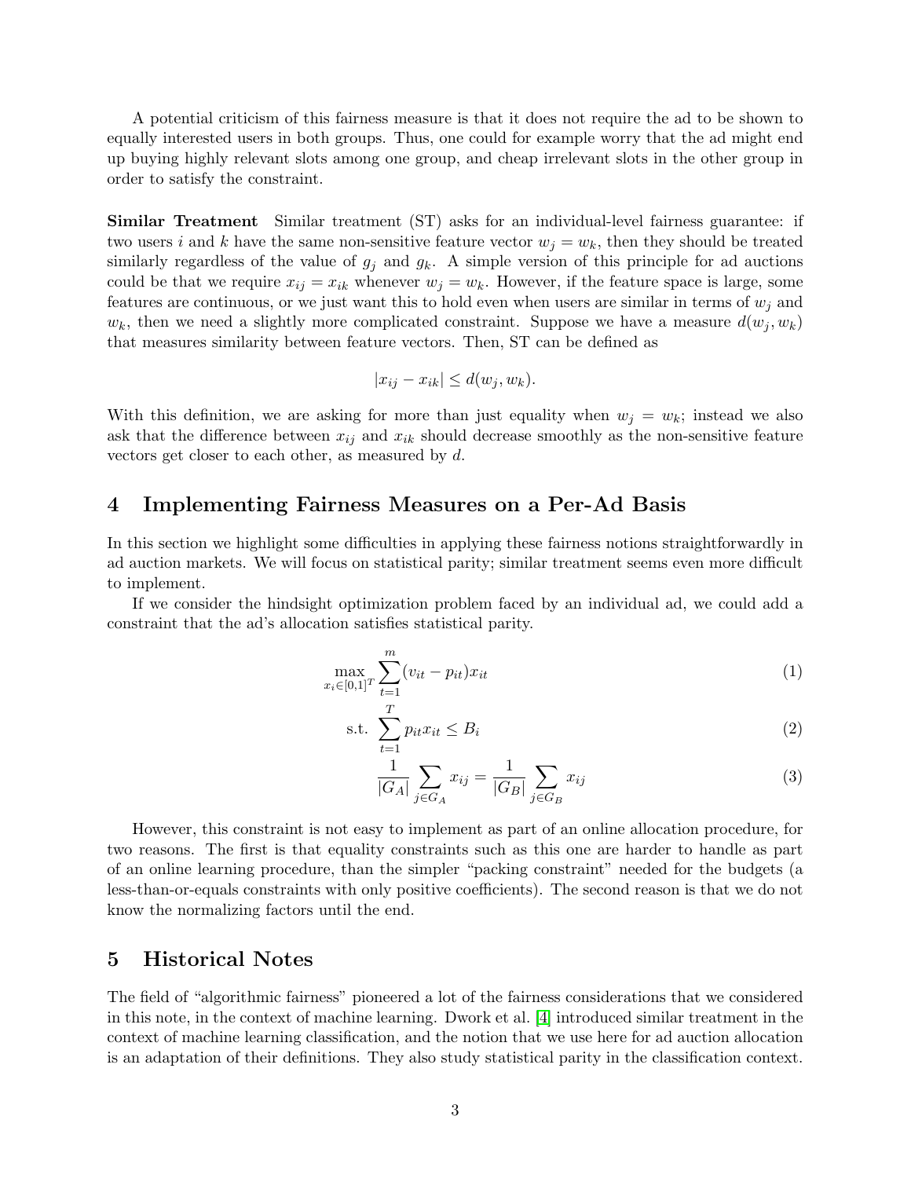A potential criticism of this fairness measure is that it does not require the ad to be shown to equally interested users in both groups. Thus, one could for example worry that the ad might end up buying highly relevant slots among one group, and cheap irrelevant slots in the other group in order to satisfy the constraint.

**Similar Treatment** Similar treatment (ST) asks for an individual-level fairness guarantee: if two users $i$ and $k$ have the same non-sensitive feature vector $w_j = w_k$, then they should be treated similarly regardless of the value of $g_j$ and $g_k$. A simple version of this principle for ad auctions could be that we require $x_{ij} = x_{ik}$ whenever $w_j = w_k$. However, if the feature space is large, some features are continuous, or we just want this to hold even when users are similar in terms of $w_j$ and $w_k$, then we need a slightly more complicated constraint. Suppose we have a measure $d(w_j, w_k)$ that measures similarity between feature vectors. Then, ST can be defined as

$$|x_{ij} - x_{ik}| \leq d(w_j, w_k).$$

With this definition, we are asking for more than just equality when $w_j = w_k$; instead we also ask that the difference between $x_{ij}$ and $x_{ik}$ should decrease smoothly as the non-sensitive feature vectors get closer to each other, as measured by $d$.

## 4 Implementing Fairness Measures on a Per-Ad Basis

In this section we highlight some difficulties in applying these fairness notions straightforwardly in ad auction markets. We will focus on statistical parity; similar treatment seems even more difficult to implement.

If we consider the hindsight optimization problem faced by an individual ad, we could add a constraint that the ad's allocation satisfies statistical parity.

$$\max_{x_i \in [0,1]^T} \sum_{t=1}^{m} (v_{it} - p_{it}) x_{it} \tag{1}$$

$$\text{s.t. } \sum_{t=1}^{T} p_{it} x_{it} \leq B_i \tag{2}$$

$$\frac{1}{|G_A|} \sum_{j \in G_A} x_{ij} = \frac{1}{|G_B|} \sum_{j \in G_B} x_{ij} \tag{3}$$

However, this constraint is not easy to implement as part of an online allocation procedure, for two reasons. The first is that equality constraints such as this one are harder to handle as part of an online learning procedure, than the simpler "packing constraint" needed for the budgets (a less-than-or-equals constraints with only positive coefficients). The second reason is that we do not know the normalizing factors until the end.

## 5 Historical Notes

The field of "algorithmic fairness" pioneered a lot of the fairness considerations that we considered in this note, in the context of machine learning. Dwork et al. [4] introduced similar treatment in the context of machine learning classification, and the notion that we use here for ad auction allocation is an adaptation of their definitions. They also study statistical parity in the classification context.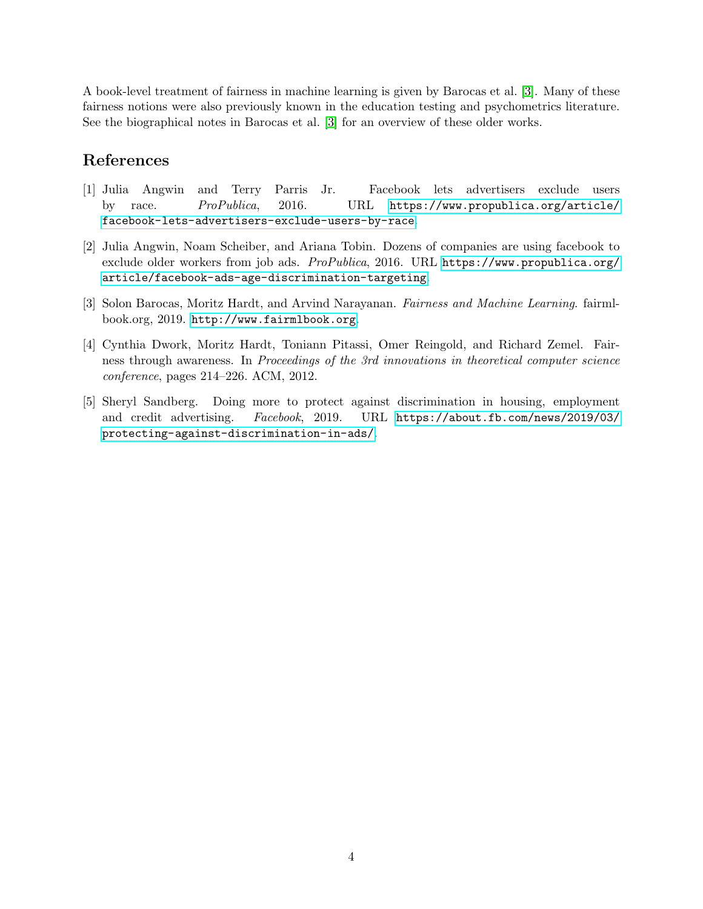A book-level treatment of fairness in machine learning is given by Barocas et al. [3]. Many of these fairness notions were also previously known in the education testing and psychometrics literature. See the biographical notes in Barocas et al. [3] for an overview of these older works.

## References

[1] Julia Angwin and Terry Parris Jr. Facebook lets advertisers exclude users by race. *ProPublica*, 2016. URL https://www.propublica.org/article/facebook-lets-advertisers-exclude-users-by-race.

[2] Julia Angwin, Noam Scheiber, and Ariana Tobin. Dozens of companies are using facebook to exclude older workers from job ads. *ProPublica*, 2016. URL https://www.propublica.org/article/facebook-ads-age-discrimination-targeting.

[3] Solon Barocas, Moritz Hardt, and Arvind Narayanan. *Fairness and Machine Learning*. fairmlbook.org, 2019. http://www.fairmlbook.org.

[4] Cynthia Dwork, Moritz Hardt, Toniann Pitassi, Omer Reingold, and Richard Zemel. Fairness through awareness. In *Proceedings of the 3rd innovations in theoretical computer science conference*, pages 214–226. ACM, 2012.

[5] Sheryl Sandberg. Doing more to protect against discrimination in housing, employment and credit advertising. *Facebook*, 2019. URL https://about.fb.com/news/2019/03/protecting-against-discrimination-in-ads/.